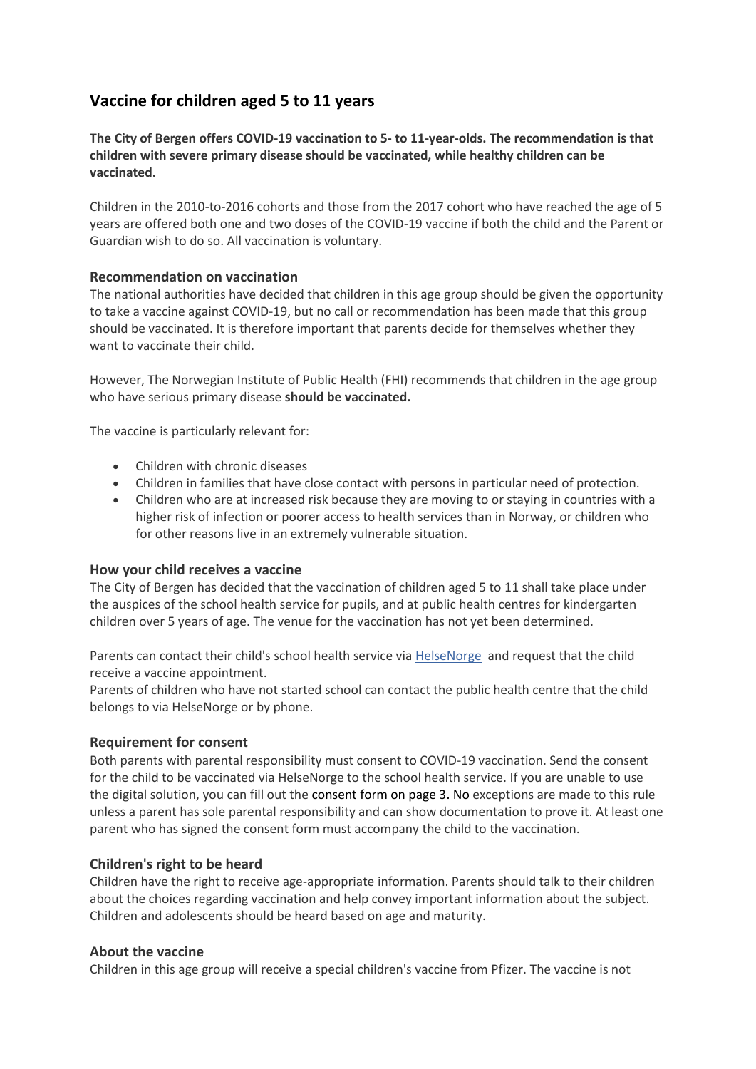# Vaccine for children aged 5 to 11 years

**The City of Bergen offers COVID-19 vaccination to 5- to 11-year-olds. The recommendation is that children with severe primary disease should be vaccinated, while healthy children can be vaccinated.**

Children in the 2010-to-2016 cohorts and those from the 2017 cohort who have reached the age of 5 years are offered both one and two doses of the COVID-19 vaccine if both the child and the Parent or Guardian wish to do so. All vaccination is voluntary.

### Recommendation on vaccination

The national authorities have decided that children in this age group should be given the opportunity to take a vaccine against COVID-19, but no call or recommendation has been made that this group should be vaccinated. It is therefore important that parents decide for themselves whether they want to vaccinate their child.

However, The Norwegian Institute of Public Health (FHI) recommends that children in the age group who have serious primary disease **should be vaccinated.**

The vaccine is particularly relevant for:

- Children with chronic diseases
- Children in families that have close contact with persons in particular need of protection.
- Children who are at increased risk because they are moving to or staying in countries with a higher risk of infection or poorer access to health services than in Norway, or children who for other reasons live in an extremely vulnerable situation.

### How your child receives a vaccine

The City of Bergen has decided that the vaccination of children aged 5 to 11 shall take place under the auspices of the school health service for pupils, and at public health centres for kindergarten children over 5 years of age. The venue for the vaccination has not yet been determined.

Parents can contact their child's school health service via [HelseNorge] and request that the child receive a vaccine appointment.
Parents of children who have not started school can contact the public health centre that the child belongs to via HelseNorge or by phone.

### Requirement for consent

Both parents with parental responsibility must consent to COVID-19 vaccination. Send the consent for the child to be vaccinated via HelseNorge to the school health service. If you are unable to use the digital solution, you can fill out the consent form on page 3. No exceptions are made to this rule unless a parent has sole parental responsibility and can show documentation to prove it. At least one parent who has signed the consent form must accompany the child to the vaccination.

### Children's right to be heard

Children have the right to receive age-appropriate information. Parents should talk to their children about the choices regarding vaccination and help convey important information about the subject. Children and adolescents should be heard based on age and maturity.

### About the vaccine

Children in this age group will receive a special children's vaccine from Pfizer. The vaccine is not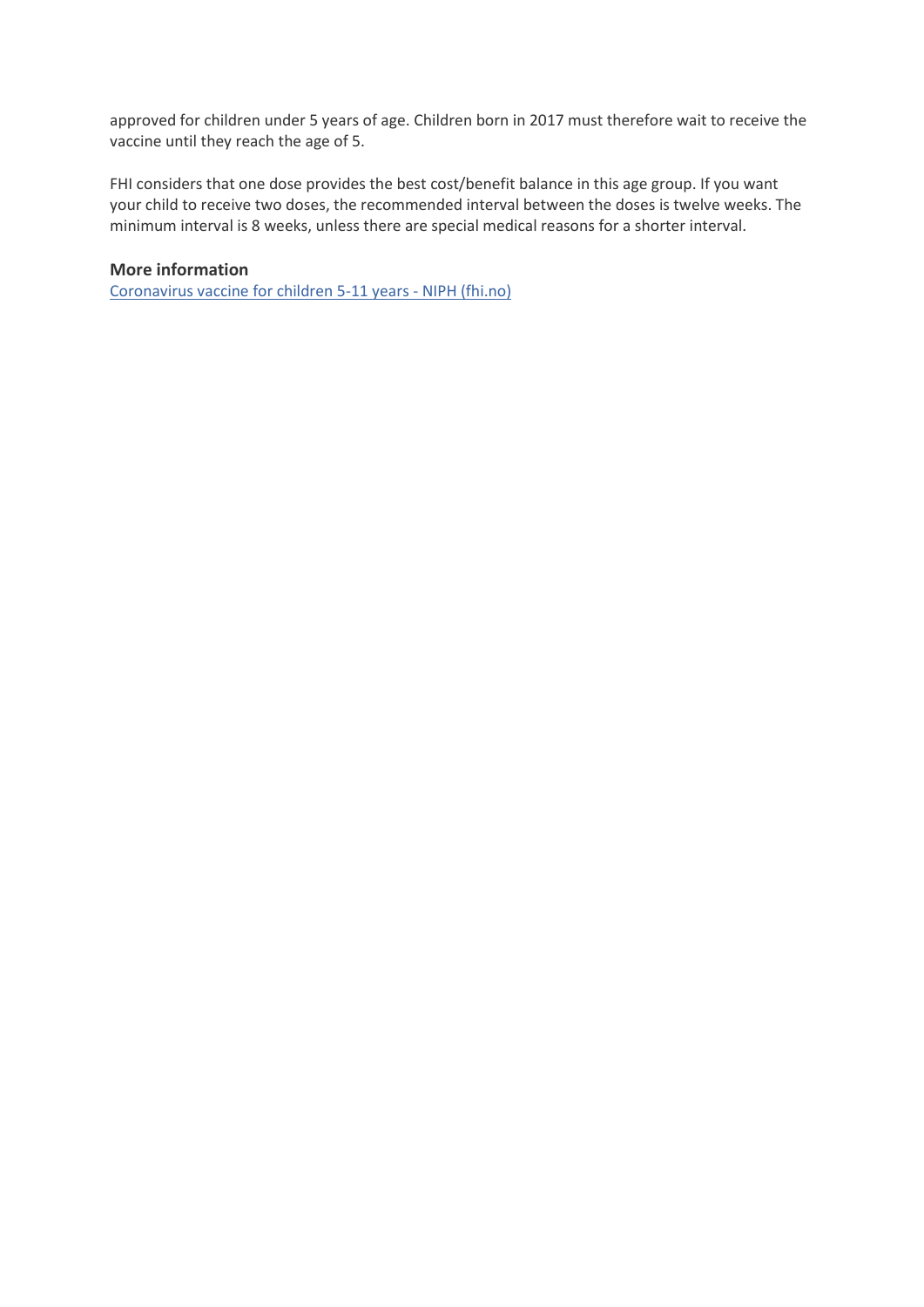approved for children under 5 years of age. Children born in 2017 must therefore wait to receive the vaccine until they reach the age of 5.

FHI considers that one dose provides the best cost/benefit balance in this age group. If you want your child to receive two doses, the recommended interval between the doses is twelve weeks. The minimum interval is 8 weeks, unless there are special medical reasons for a shorter interval.

**More information**

[Coronavirus vaccine for children 5-11 years - NIPH (fhi.no)](fhi.no)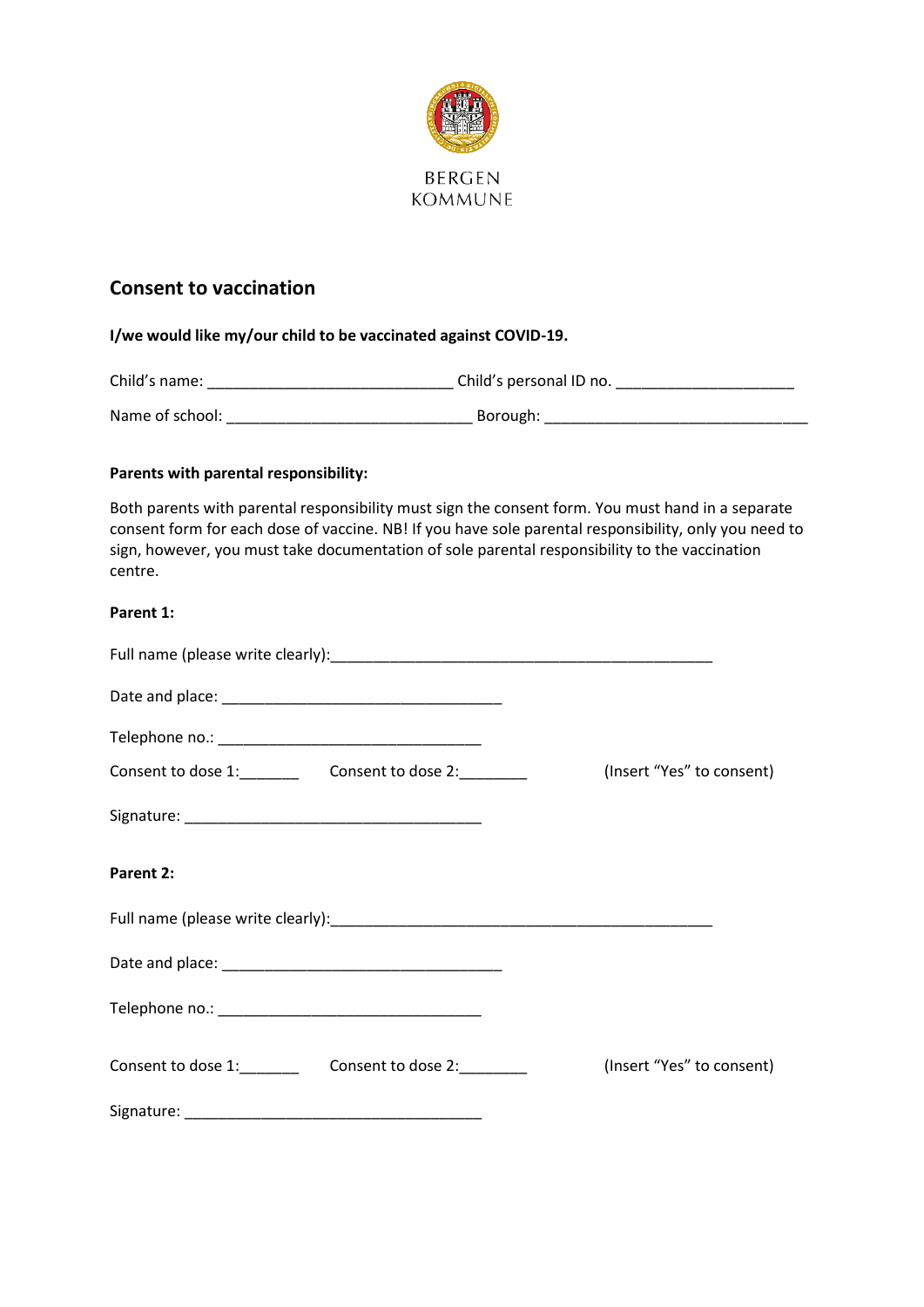BERGEN
KOMMUNE

## Consent to vaccination

**I/we would like my/our child to be vaccinated against COVID-19.**

Child's name: _____________________________ Child's personal ID no. _____________________

Name of school: _____________________________ Borough: _______________________________

**Parents with parental responsibility:**

Both parents with parental responsibility must sign the consent form. You must hand in a separate consent form for each dose of vaccine. NB! If you have sole parental responsibility, only you need to sign, however, you must take documentation of sole parental responsibility to the vaccination centre.

**Parent 1:**

Full name (please write clearly):_______________________________________________

Date and place: _________________________________

Telephone no.: _______________________________

Consent to dose 1:_______ Consent to dose 2:________ (Insert "Yes" to consent)

Signature: ___________________________________

**Parent 2:**

Full name (please write clearly):_______________________________________________

Date and place: _________________________________

Telephone no.: _______________________________

Consent to dose 1:_______ Consent to dose 2:________ (Insert "Yes" to consent)

Signature: ___________________________________